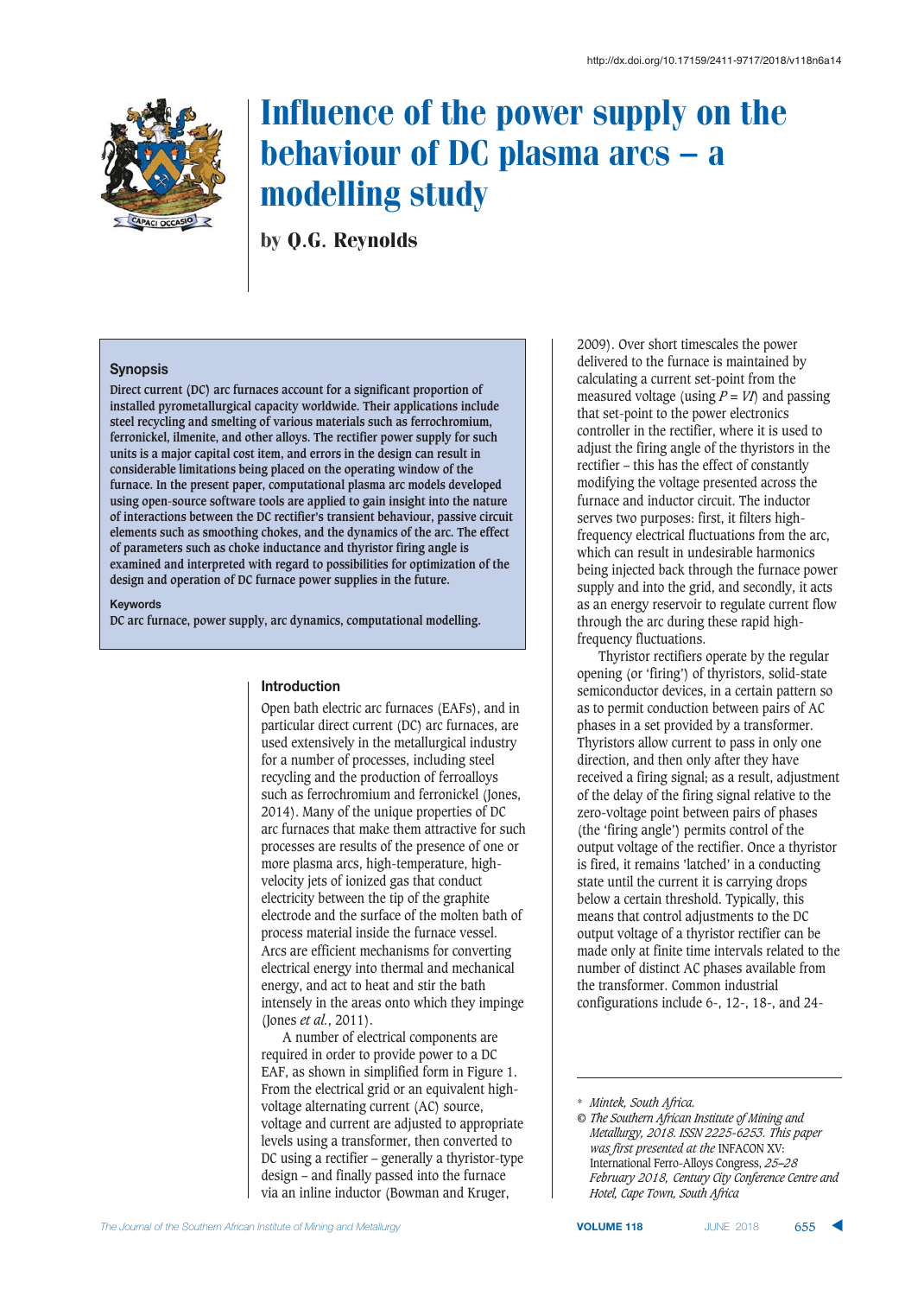http://dx.doi.org/10.17159/2411-9717/2018/v118n6a14

# Influence of the power supply on the behaviour of DC plasma arcs – a modelling study

by Q.G. Reynolds

## Synopsis

Direct current (DC) arc furnaces account for a significant proportion of installed pyrometallurgical capacity worldwide. Their applications include steel recycling and smelting of various materials such as ferrochromium, ferronickel, ilmenite, and other alloys. The rectifier power supply for such units is a major capital cost item, and errors in the design can result in considerable limitations being placed on the operating window of the furnace. In the present paper, computational plasma arc models developed using open-source software tools are applied to gain insight into the nature of interactions between the DC rectifier's transient behaviour, passive circuit elements such as smoothing chokes, and the dynamics of the arc. The effect of parameters such as choke inductance and thyristor firing angle is examined and interpreted with regard to possibilities for optimization of the design and operation of DC furnace power supplies in the future.

### Keywords

DC arc furnace, power supply, arc dynamics, computational modelling.

## Introduction

Open bath electric arc furnaces (EAFs), and in particular direct current (DC) arc furnaces, are used extensively in the metallurgical industry for a number of processes, including steel recycling and the production of ferroalloys such as ferrochromium and ferronickel (Jones, 2014). Many of the unique properties of DC arc furnaces that make them attractive for such processes are results of the presence of one or more plasma arcs, high-temperature, high-velocity jets of ionized gas that conduct electricity between the tip of the graphite electrode and the surface of the molten bath of process material inside the furnace vessel. Arcs are efficient mechanisms for converting electrical energy into thermal and mechanical energy, and act to heat and stir the bath intensely in the areas onto which they impinge (Jones *et al.*, 2011).

A number of electrical components are required in order to provide power to a DC EAF, as shown in simplified form in Figure 1. From the electrical grid or an equivalent high-voltage alternating current (AC) source, voltage and current are adjusted to appropriate levels using a transformer, then converted to DC using a rectifier – generally a thyristor-type design – and finally passed into the furnace via an inline inductor (Bowman and Kruger, 2009). Over short timescales the power delivered to the furnace is maintained by calculating a current set-point from the measured voltage (using $P = VI$) and passing that set-point to the power electronics controller in the rectifier, where it is used to adjust the firing angle of the thyristors in the rectifier – this has the effect of constantly modifying the voltage presented across the furnace and inductor circuit. The inductor serves two purposes: first, it filters high-frequency electrical fluctuations from the arc, which can result in undesirable harmonics being injected back through the furnace power supply and into the grid, and secondly, it acts as an energy reservoir to regulate current flow through the arc during these rapid high-frequency fluctuations.

Thyristor rectifiers operate by the regular opening (or 'firing') of thyristors, solid-state semiconductor devices, in a certain pattern so as to permit conduction between pairs of AC phases in a set provided by a transformer. Thyristors allow current to pass in only one direction, and then only after they have received a firing signal; as a result, adjustment of the delay of the firing signal relative to the zero-voltage point between pairs of phases (the 'firing angle') permits control of the output voltage of the rectifier. Once a thyristor is fired, it remains 'latched' in a conducting state until the current it is carrying drops below a certain threshold. Typically, this means that control adjustments to the DC output voltage of a thyristor rectifier can be made only at finite time intervals related to the number of distinct AC phases available from the transformer. Common industrial configurations include 6-, 12-, 18-, and 24-

---

\* *Mintek, South Africa.*

© *The Southern African Institute of Mining and Metallurgy, 2018. ISSN 2225-6253. This paper was first presented at the* INFACON XV: International Ferro-Alloys Congress, *25–28 February 2018, Century City Conference Centre and Hotel, Cape Town, South Africa*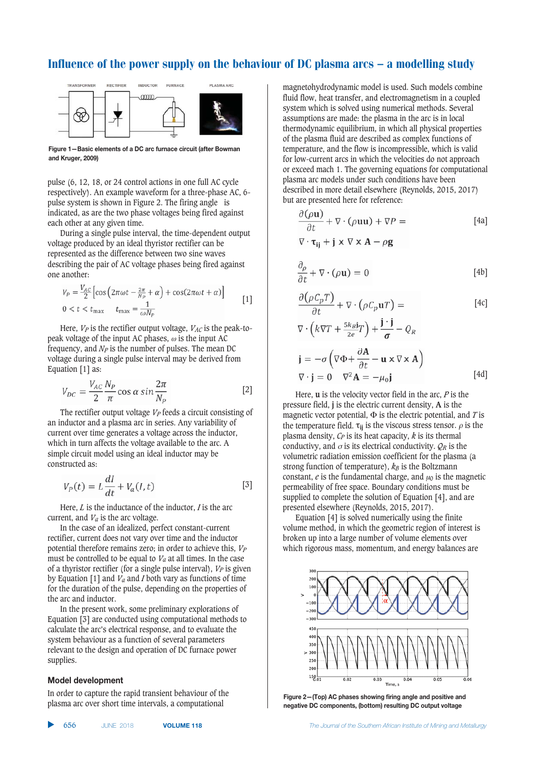Figure 1—Basic elements of a DC arc furnace circuit (after Bowman and Kruger, 2009)

pulse (6, 12, 18, or 24 control actions in one full AC cycle respectively). An example waveform for a three-phase AC, 6-pulse system is shown in Figure 2. The firing angle is indicated, as are the two phase voltages being fired against each other at any given time.

During a single pulse interval, the time-dependent output voltage produced by an ideal thyristor rectifier can be represented as the difference between two sine waves describing the pair of AC voltage phases being fired against one another:

$$V_P = \frac{V_{AC}}{2}\left[\cos\left(2\pi\omega t - \frac{2\pi}{N_P} + \alpha\right) + \cos(2\pi\omega t + \alpha)\right] \qquad [1]$$

$$0 < t < t_{\max} \qquad t_{\max} = \frac{1}{\omega N_P}$$

Here, $V_P$ is the rectifier output voltage, $V_{AC}$ is the peak-to-peak voltage of the input AC phases, $\omega$ is the input AC frequency, and $N_P$ is the number of pulses. The mean DC voltage during a single pulse interval may be derived from Equation [1] as:

$$V_{DC} = \frac{V_{AC}}{2}\frac{N_P}{\pi}\cos\alpha \sin\frac{2\pi}{N_P} \qquad [2]$$

The rectifier output voltage $V_P$ feeds a circuit consisting of an inductor and a plasma arc in series. Any variability of current over time generates a voltage across the inductor, which in turn affects the voltage available to the arc. A simple circuit model using an ideal inductor may be constructed as:

$$V_P(t) = L\frac{dI}{dt} + V_a(I,t) \qquad [3]$$

Here, $L$ is the inductance of the inductor, $I$ is the arc current, and $V_a$ is the arc voltage.

In the case of an idealized, perfect constant-current rectifier, current does not vary over time and the inductor potential therefore remains zero; in order to achieve this, $V_P$ must be controlled to be equal to $V_a$ at all times. In the case of a thyristor rectifier (for a single pulse interval), $V_P$ is given by Equation [1] and $V_a$ and $I$ both vary as functions of time for the duration of the pulse, depending on the properties of the arc and inductor.

In the present work, some preliminary explorations of Equation [3] are conducted using computational methods to calculate the arc's electrical response, and to evaluate the system behaviour as a function of several parameters relevant to the design and operation of DC furnace power supplies.

## Model development

In order to capture the rapid transient behaviour of the plasma arc over short time intervals, a computational magnetohydrodynamic model is used. Such models combine fluid flow, heat transfer, and electromagnetism in a coupled system which is solved using numerical methods. Several assumptions are made: the plasma is in local thermodynamic equilibrium, in which all physical properties of the plasma fluid are described as complex functions of temperature, and the flow is incompressible, which is valid for low-current arcs in which the velocities do not approach or exceed mach 1. The governing equations for computational plasma arc models under such conditions have been described in more detail elsewhere (Reynolds, 2015, 2017) but are presented here for reference:

$$\frac{\partial(\rho\mathbf{u})}{\partial t} + \nabla\cdot(\rho\mathbf{u}\mathbf{u}) + \nabla P = \nabla\cdot\boldsymbol{\tau}_{ij} + \mathbf{j}\times\nabla\times\mathbf{A} - \rho\mathbf{g} \qquad [4a]$$

$$\frac{\partial\rho}{\partial t} + \nabla\cdot(\rho\mathbf{u}) = 0 \qquad [4b]$$

$$\frac{\partial(\rho C_p T)}{\partial t} + \nabla\cdot(\rho C_p \mathbf{u} T) = \nabla\cdot\left(k\nabla T + \frac{5k_B\mathbf{j}}{2e}T\right) + \frac{\mathbf{j}\cdot\mathbf{j}}{\sigma} - Q_R \qquad [4c]$$

$$\mathbf{j} = -\sigma\left(\nabla\Phi + \frac{\partial\mathbf{A}}{\partial t} - \mathbf{u}\times\nabla\times\mathbf{A}\right)$$

$$\nabla\cdot\mathbf{j} = 0 \qquad \nabla^2\mathbf{A} = -\mu_0\mathbf{j} \qquad [4d]$$

Here, $\mathbf{u}$ is the velocity vector field in the arc, $P$ is the pressure field, $\mathbf{j}$ is the electric current density, $\mathbf{A}$ is the magnetic vector potential, $\Phi$ is the electric potential, and $T$ is the temperature field. $\boldsymbol{\tau}_{ij}$ is the viscous stress tensor. $\rho$ is the plasma density, $C_P$ is its heat capacity, $k$ is its thermal conductivity, and $\sigma$ is its electrical conductivity. $Q_R$ is the volumetric radiation emission coefficient for the plasma (a strong function of temperature), $k_B$ is the Boltzmann constant, $e$ is the fundamental charge, and $\mu_0$ is the magnetic permeability of free space. Boundary conditions must be supplied to complete the solution of Equation [4], and are presented elsewhere (Reynolds, 2015, 2017).

Equation [4] is solved numerically using the finite volume method, in which the geometric region of interest is broken up into a large number of volume elements over which rigorous mass, momentum, and energy balances are

Figure 2—(Top) AC phases showing firing angle and positive and negative DC components, (bottom) resulting DC output voltage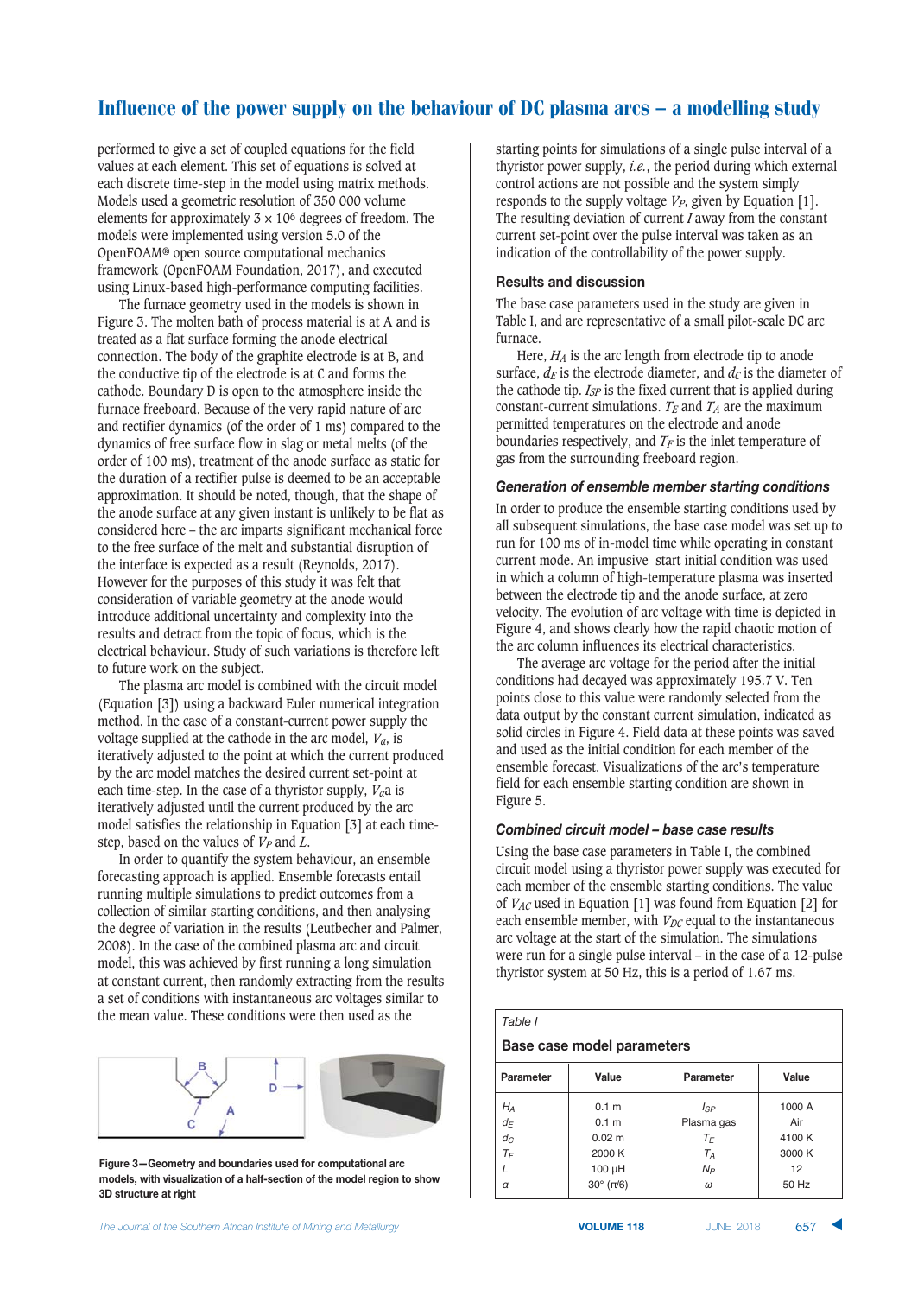performed to give a set of coupled equations for the field values at each element. This set of equations is solved at each discrete time-step in the model using matrix methods. Models used a geometric resolution of 350 000 volume elements for approximately $3 \times 10^6$ degrees of freedom. The models were implemented using version 5.0 of the OpenFOAM® open source computational mechanics framework (OpenFOAM Foundation, 2017), and executed using Linux-based high-performance computing facilities.

The furnace geometry used in the models is shown in Figure 3. The molten bath of process material is at A and is treated as a flat surface forming the anode electrical connection. The body of the graphite electrode is at B, and the conductive tip of the electrode is at C and forms the cathode. Boundary D is open to the atmosphere inside the furnace freeboard. Because of the very rapid nature of arc and rectifier dynamics (of the order of 1 ms) compared to the dynamics of free surface flow in slag or metal melts (of the order of 100 ms), treatment of the anode surface as static for the duration of a rectifier pulse is deemed to be an acceptable approximation. It should be noted, though, that the shape of the anode surface at any given instant is unlikely to be flat as considered here – the arc imparts significant mechanical force to the free surface of the melt and substantial disruption of the interface is expected as a result (Reynolds, 2017). However for the purposes of this study it was felt that consideration of variable geometry at the anode would introduce additional uncertainty and complexity into the results and detract from the topic of focus, which is the electrical behaviour. Study of such variations is therefore left to future work on the subject.

The plasma arc model is combined with the circuit model (Equation [3]) using a backward Euler numerical integration method. In the case of a constant-current power supply the voltage supplied at the cathode in the arc model, $V_a$, is iteratively adjusted to the point at which the current produced by the arc model matches the desired current set-point at each time-step. In the case of a thyristor supply, $V_a$a is iteratively adjusted until the current produced by the arc model satisfies the relationship in Equation [3] at each time-step, based on the values of $V_P$ and $L$.

In order to quantify the system behaviour, an ensemble forecasting approach is applied. Ensemble forecasts entail running multiple simulations to predict outcomes from a collection of similar starting conditions, and then analysing the degree of variation in the results (Leutbecher and Palmer, 2008). In the case of the combined plasma arc and circuit model, this was achieved by first running a long simulation at constant current, then randomly extracting from the results a set of conditions with instantaneous arc voltages similar to the mean value. These conditions were then used as the starting points for simulations of a single pulse interval of a thyristor power supply, *i.e.*, the period during which external control actions are not possible and the system simply responds to the supply voltage $V_P$, given by Equation [1]. The resulting deviation of current $I$ away from the constant current set-point over the pulse interval was taken as an indication of the controllability of the power supply.

Figure 3—Geometry and boundaries used for computational arc models, with visualization of a half-section of the model region to show 3D structure at right

## Results and discussion

The base case parameters used in the study are given in Table I, and are representative of a small pilot-scale DC arc furnace.

Here, $H_A$ is the arc length from electrode tip to anode surface, $d_E$ is the electrode diameter, and $d_C$ is the diameter of the cathode tip. $I_{SP}$ is the fixed current that is applied during constant-current simulations. $T_E$ and $T_A$ are the maximum permitted temperatures on the electrode and anode boundaries respectively, and $T_F$ is the inlet temperature of gas from the surrounding freeboard region.

### *Generation of ensemble member starting conditions*

In order to produce the ensemble starting conditions used by all subsequent simulations, the base case model was set up to run for 100 ms of in-model time while operating in constant current mode. An impulsive start initial condition was used in which a column of high-temperature plasma was inserted between the electrode tip and the anode surface, at zero velocity. The evolution of arc voltage with time is depicted in Figure 4, and shows clearly how the rapid chaotic motion of the arc column influences its electrical characteristics.

The average arc voltage for the period after the initial conditions had decayed was approximately 195.7 V. Ten points close to this value were randomly selected from the data output by the constant current simulation, indicated as solid circles in Figure 4. Field data at these points was saved and used as the initial condition for each member of the ensemble forecast. Visualizations of the arc's temperature field for each ensemble starting condition are shown in Figure 5.

### *Combined circuit model – base case results*

Using the base case parameters in Table I, the combined circuit model using a thyristor power supply was executed for each member of the ensemble starting conditions. The value of $V_{AC}$ used in Equation [1] was found from Equation [2] for each ensemble member, with $V_{DC}$ equal to the instantaneous arc voltage at the start of the simulation. The simulations were run for a single pulse interval – in the case of a 12-pulse thyristor system at 50 Hz, this is a period of 1.67 ms.

*Table I*

**Base case model parameters**

| Parameter | Value | Parameter | Value |
|---|---|---|---|
| $H_A$ | 0.1 m | $I_{SP}$ | 1000 A |
| $d_E$ | 0.1 m | Plasma gas | Air |
| $d_C$ | 0.02 m | $T_E$ | 4100 K |
| $T_F$ | 2000 K | $T_A$ | 3000 K |
| $L$ | 100 μH | $N_P$ | 12 |
| $\alpha$ | 30° (π/6) | $\omega$ | 50 Hz |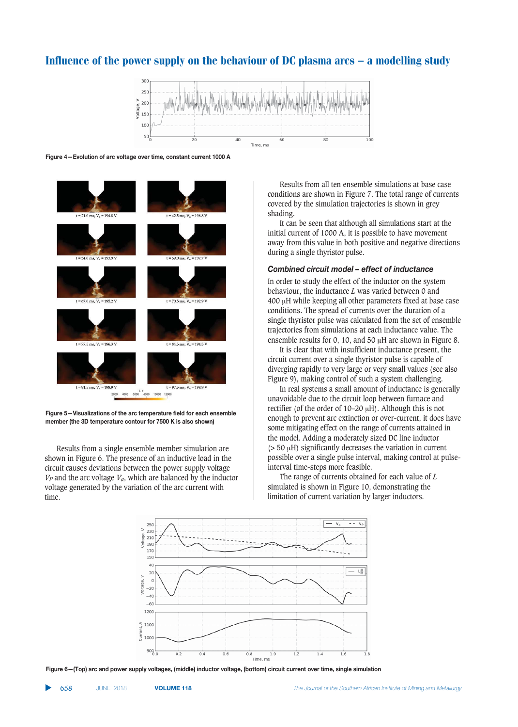Figure 4—Evolution of arc voltage over time, constant current 1000 A

Figure 5—Visualizations of the arc temperature field for each ensemble member (the 3D temperature contour for 7500 K is also shown)

Results from a single ensemble member simulation are shown in Figure 6. The presence of an inductive load in the circuit causes deviations between the power supply voltage $V_P$ and the arc voltage $V_a$, which are balanced by the inductor voltage generated by the variation of the arc current with time.

Results from all ten ensemble simulations at base case conditions are shown in Figure 7. The total range of currents covered by the simulation trajectories is shown in grey shading.

It can be seen that although all simulations start at the initial current of 1000 A, it is possible to have movement away from this value in both positive and negative directions during a single thyristor pulse.

### *Combined circuit model – effect of inductance*

In order to study the effect of the inductor on the system behaviour, the inductance $L$ was varied between 0 and 400 μH while keeping all other parameters fixed at base case conditions. The spread of currents over the duration of a single thyristor pulse was calculated from the set of ensemble trajectories from simulations at each inductance value. The ensemble results for 0, 10, and 50 μH are shown in Figure 8.

It is clear that with insufficient inductance present, the circuit current over a single thyristor pulse is capable of diverging rapidly to very large or very small values (see also Figure 9), making control of such a system challenging.

In real systems a small amount of inductance is generally unavoidable due to the circuit loop between furnace and rectifier (of the order of 10–20 μH). Although this is not enough to prevent arc extinction or over-current, it does have some mitigating effect on the range of currents attained in the model. Adding a moderately sized DC line inductor (> 50 μH) significantly decreases the variation in current possible over a single pulse interval, making control at pulse-interval time-steps more feasible.

The range of currents obtained for each value of $L$ simulated is shown in Figure 10, demonstrating the limitation of current variation by larger inductors.

Figure 6—(Top) arc and power supply voltages, (middle) inductor voltage, (bottom) circuit current over time, single simulation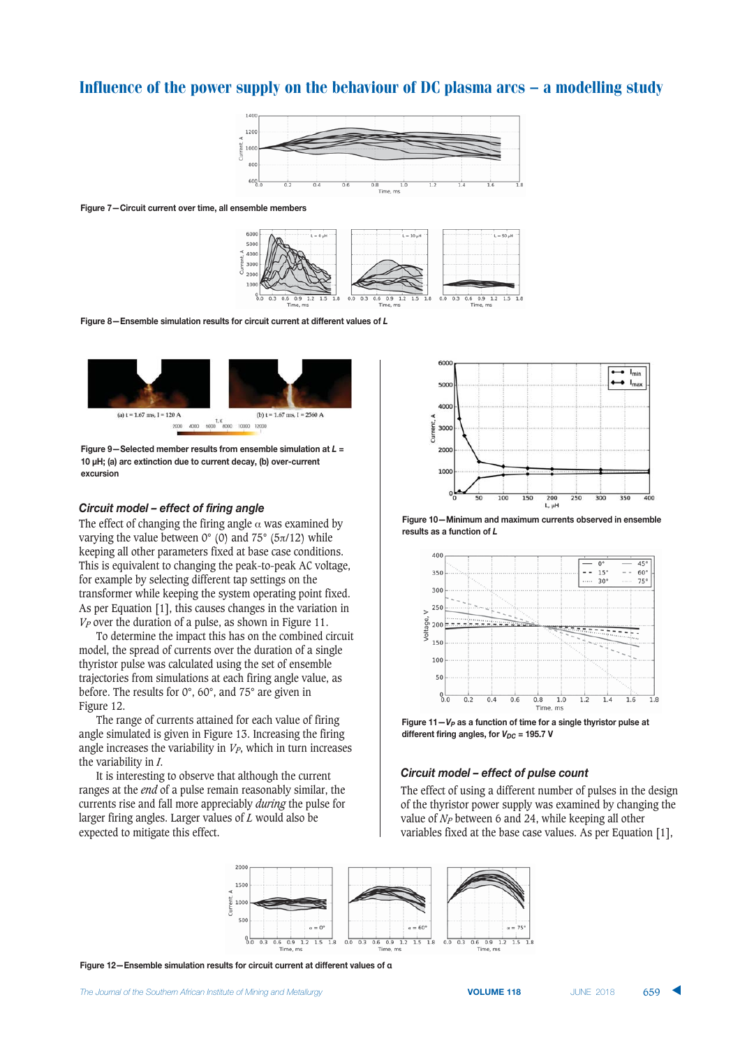Figure 7—Circuit current over time, all ensemble members

Figure 8—Ensemble simulation results for circuit current at different values of $L$

Figure 9—Selected member results from ensemble simulation at $L$ = 10 μH; (a) arc extinction due to current decay, (b) over-current excursion

Figure 10—Minimum and maximum currents observed in ensemble results as a function of $L$

Figure 11—$V_P$ as a function of time for a single thyristor pulse at different firing angles, for $V_{DC}$ = 195.7 V

### *Circuit model – effect of firing angle*

The effect of changing the firing angle α was examined by varying the value between 0° (0) and 75° (5π/12) while keeping all other parameters fixed at base case conditions. This is equivalent to changing the peak-to-peak AC voltage, for example by selecting different tap settings on the transformer while keeping the system operating point fixed. As per Equation [1], this causes changes in the variation in $V_P$ over the duration of a pulse, as shown in Figure 11.

To determine the impact this has on the combined circuit model, the spread of currents over the duration of a single thyristor pulse was calculated using the set of ensemble trajectories from simulations at each firing angle value, as before. The results for 0°, 60°, and 75° are given in Figure 12.

The range of currents attained for each value of firing angle simulated is given in Figure 13. Increasing the firing angle increases the variability in $V_P$, which in turn increases the variability in $I$.

It is interesting to observe that although the current ranges at the *end* of a pulse remain reasonably similar, the currents rise and fall more appreciably *during* the pulse for larger firing angles. Larger values of $L$ would also be expected to mitigate this effect.

### *Circuit model – effect of pulse count*

The effect of using a different number of pulses in the design of the thyristor power supply was examined by changing the value of $N_P$ between 6 and 24, while keeping all other variables fixed at the base case values. As per Equation [1],

Figure 12—Ensemble simulation results for circuit current at different values of α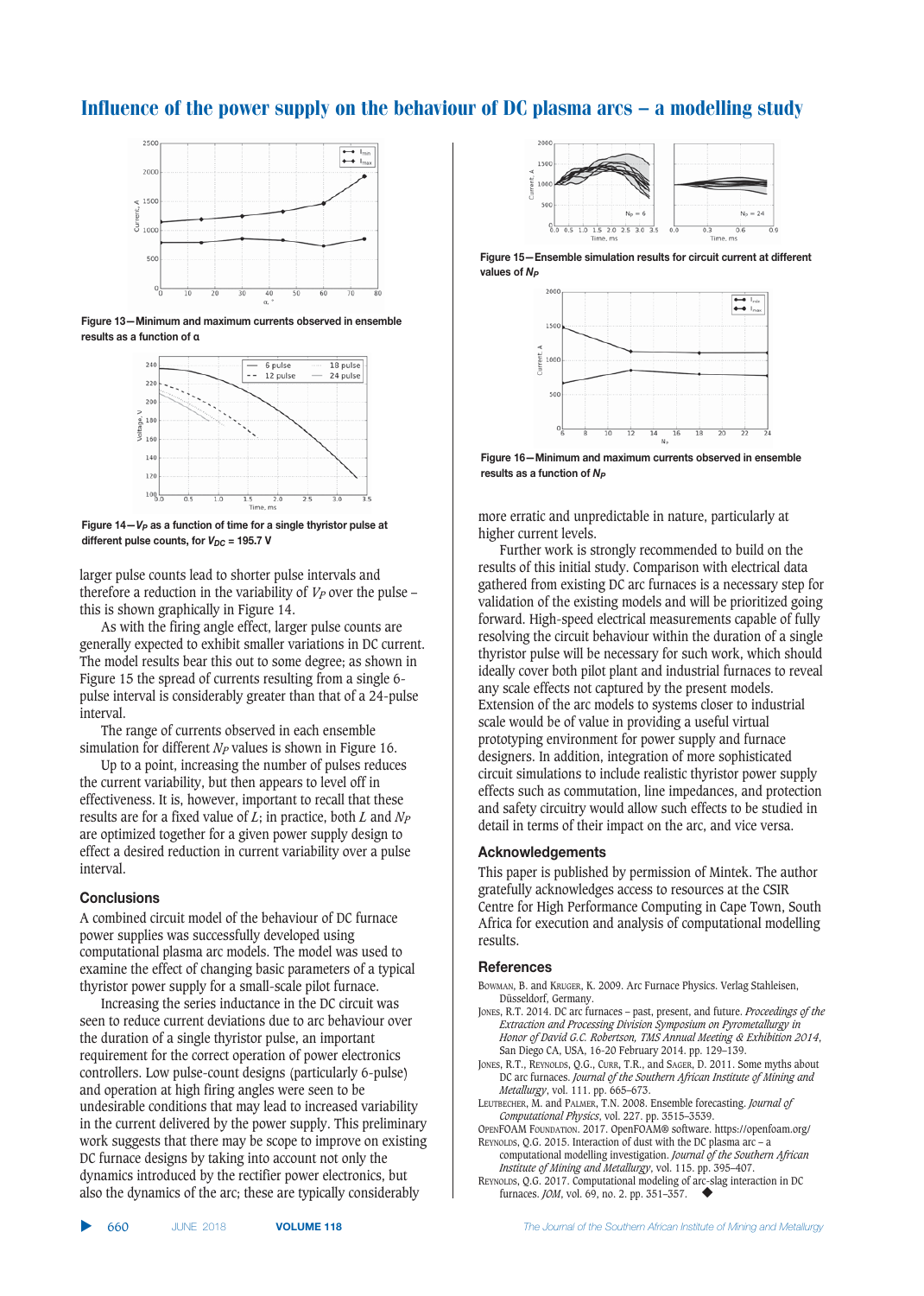2500

2000

1500

1000

500

0

Current, A

0 10 20 30 40 50 60 70 80

α, °

$I_{min}$

$I_{max}$

**Figure 13—Minimum and maximum currents observed in ensemble results as a function of α**

240

220

200

180

160

140

120

100

Voltage, V

0.0 0.5 1.0 1.5 2.0 2.5 3.0 3.5

Time, ms

6 pulse

12 pulse

18 pulse

24 pulse

**Figure 14—$V_P$ as a function of time for a single thyristor pulse at different pulse counts, for $V_{DC}$ = 195.7 V**

larger pulse counts lead to shorter pulse intervals and therefore a reduction in the variability of $V_P$ over the pulse – this is shown graphically in Figure 14.

As with the firing angle effect, larger pulse counts are generally expected to exhibit smaller variations in DC current. The model results bear this out to some degree; as shown in Figure 15 the spread of currents resulting from a single 6-pulse interval is considerably greater than that of a 24-pulse interval.

The range of currents observed in each ensemble simulation for different $N_P$ values is shown in Figure 16.

Up to a point, increasing the number of pulses reduces the current variability, but then appears to level off in effectiveness. It is, however, important to recall that these results are for a fixed value of $L$; in practice, both $L$ and $N_P$ are optimized together for a given power supply design to effect a desired reduction in current variability over a pulse interval.

## Conclusions

A combined circuit model of the behaviour of DC furnace power supplies was successfully developed using computational plasma arc models. The model was used to examine the effect of changing basic parameters of a typical thyristor power supply for a small-scale pilot furnace.

Increasing the series inductance in the DC circuit was seen to reduce current deviations due to arc behaviour over the duration of a single thyristor pulse, an important requirement for the correct operation of power electronics controllers. Low pulse-count designs (particularly 6-pulse) and operation at high firing angles were seen to be undesirable conditions that may lead to increased variability in the current delivered by the power supply. This preliminary work suggests that there may be scope to improve on existing DC furnace designs by taking into account not only the dynamics introduced by the rectifier power electronics, but also the dynamics of the arc; these are typically considerably more erratic and unpredictable in nature, particularly at higher current levels.

Further work is strongly recommended to build on the results of this initial study. Comparison with electrical data gathered from existing DC arc furnaces is a necessary step for validation of the existing models and will be prioritized going forward. High-speed electrical measurements capable of fully resolving the circuit behaviour within the duration of a single thyristor pulse will be necessary for such work, which should ideally cover both pilot plant and industrial furnaces to reveal any scale effects not captured by the present models. Extension of the arc models to systems closer to industrial scale would be of value in providing a useful virtual prototyping environment for power supply and furnace designers. In addition, integration of more sophisticated circuit simulations to include realistic thyristor power supply effects such as commutation, line impedances, and protection and safety circuitry would allow such effects to be studied in detail in terms of their impact on the arc, and vice versa.

2000

1500

1000

500

0

Current, A

0.0 0.5 1.0 1.5 2.0 2.5 3.0 3.5

Time, ms

$N_P$ = 6

0.0 0.3 0.6 0.9

Time, ms

$N_P$ = 24

**Figure 15—Ensemble simulation results for circuit current at different values of $N_P$**

2000

1500

1000

500

0

Current, A

6 8 10 12 14 16 18 20 22 24

$N_P$

$I_{min}$

$I_{max}$

**Figure 16—Minimum and maximum currents observed in ensemble results as a function of $N_P$**

## Acknowledgements

This paper is published by permission of Mintek. The author gratefully acknowledges access to resources at the CSIR Centre for High Performance Computing in Cape Town, South Africa for execution and analysis of computational modelling results.

## References

Bowman, B. and Kruger, K. 2009. Arc Furnace Physics. Verlag Stahleisen, Düsseldorf, Germany.

Jones, R.T. 2014. DC arc furnaces – past, present, and future. *Proceedings of the Extraction and Processing Division Symposium on Pyrometallurgy in Honor of David G.C. Robertson, TMS Annual Meeting & Exhibition 2014*, San Diego CA, USA, 16-20 February 2014. pp. 129–139.

Jones, R.T., Reynolds, Q.G., Curr, T.R., and Sager, D. 2011. Some myths about DC arc furnaces. *Journal of the Southern African Institute of Mining and Metallurgy*, vol. 111. pp. 665–673.

Leutbecher, M. and Palmer, T.N. 2008. Ensemble forecasting. *Journal of Computational Physics*, vol. 227. pp. 3515–3539.

OpenFOAM Foundation. 2017. OpenFOAM® software. https://openfoam.org/

Reynolds, Q.G. 2015. Interaction of dust with the DC plasma arc – a computational modelling investigation. *Journal of the Southern African Institute of Mining and Metallurgy*, vol. 115. pp. 395–407.

Reynolds, Q.G. 2017. Computational modeling of arc-slag interaction in DC furnaces. *JOM*, vol. 69, no. 2. pp. 351–357. ◆